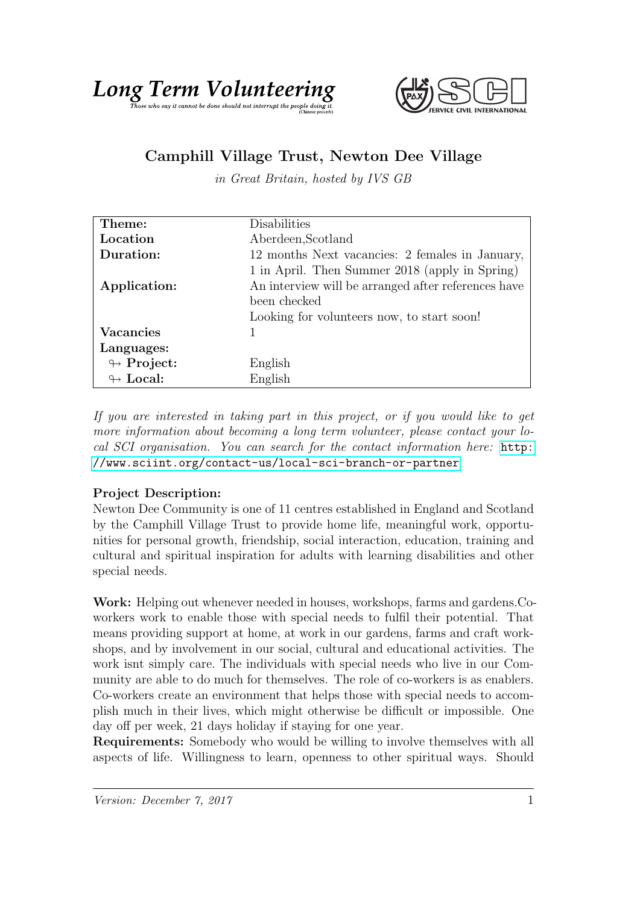**Long Term Volunteering**

*Those who say it cannot be done should not interrupt the people doing it.* (Chinese proverb)

SERVICE CIVIL INTERNATIONAL

# Camphill Village Trust, Newton Dee Village

*in Great Britain, hosted by IVS GB*

| | |
|---|---|
| **Theme:** | Disabilities |
| **Location** | Aberdeen,Scotland |
| **Duration:** | 12 months Next vacancies: 2 females in January, 1 in April. Then Summer 2018 (apply in Spring) |
| **Application:** | An interview will be arranged after references have been checked<br>Looking for volunteers now, to start soon! |
| **Vacancies** | 1 |
| **Languages:** | |
| ↬ **Project:** | English |
| ↬ **Local:** | English |

*If you are interested in taking part in this project, or if you would like to get more information about becoming a long term volunteer, please contact your local SCI organisation. You can search for the contact information here:* http://www.sciint.org/contact-us/local-sci-branch-or-partner

**Project Description:**

Newton Dee Community is one of 11 centres established in England and Scotland by the Camphill Village Trust to provide home life, meaningful work, opportunities for personal growth, friendship, social interaction, education, training and cultural and spiritual inspiration for adults with learning disabilities and other special needs.

**Work:** Helping out whenever needed in houses, workshops, farms and gardens.Co-workers work to enable those with special needs to fulfil their potential. That means providing support at home, at work in our gardens, farms and craft workshops, and by involvement in our social, cultural and educational activities. The work isnt simply care. The individuals with special needs who live in our Community are able to do much for themselves. The role of co-workers is as enablers. Co-workers create an environment that helps those with special needs to accomplish much in their lives, which might otherwise be difficult or impossible. One day off per week, 21 days holiday if staying for one year.

**Requirements:** Somebody who would be willing to involve themselves with all aspects of life. Willingness to learn, openness to other spiritual ways. Should

*Version: December 7, 2017*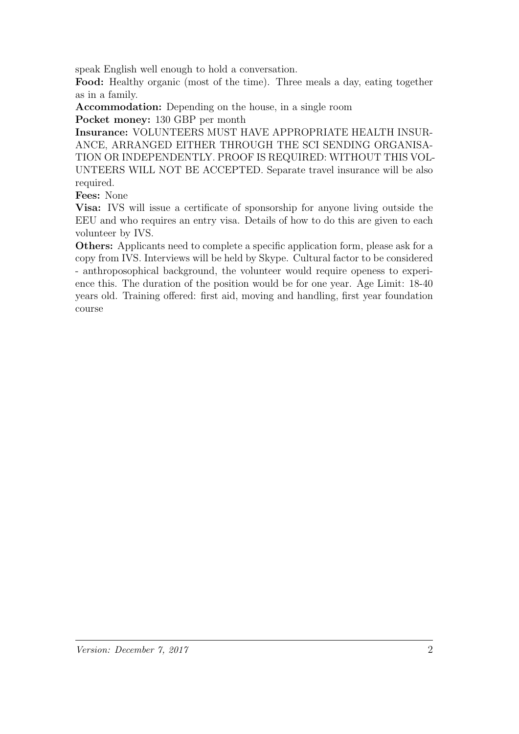speak English well enough to hold a conversation.

**Food:** Healthy organic (most of the time). Three meals a day, eating together as in a family.

**Accommodation:** Depending on the house, in a single room

**Pocket money:** 130 GBP per month

**Insurance:** VOLUNTEERS MUST HAVE APPROPRIATE HEALTH INSURANCE, ARRANGED EITHER THROUGH THE SCI SENDING ORGANISATION OR INDEPENDENTLY. PROOF IS REQUIRED: WITHOUT THIS VOLUNTEERS WILL NOT BE ACCEPTED. Separate travel insurance will be also required.

**Fees:** None

**Visa:** IVS will issue a certificate of sponsorship for anyone living outside the EEU and who requires an entry visa. Details of how to do this are given to each volunteer by IVS.

**Others:** Applicants need to complete a specific application form, please ask for a copy from IVS. Interviews will be held by Skype. Cultural factor to be considered - anthroposophical background, the volunteer would require openess to experience this. The duration of the position would be for one year. Age Limit: 18-40 years old. Training offered: first aid, moving and handling, first year foundation course